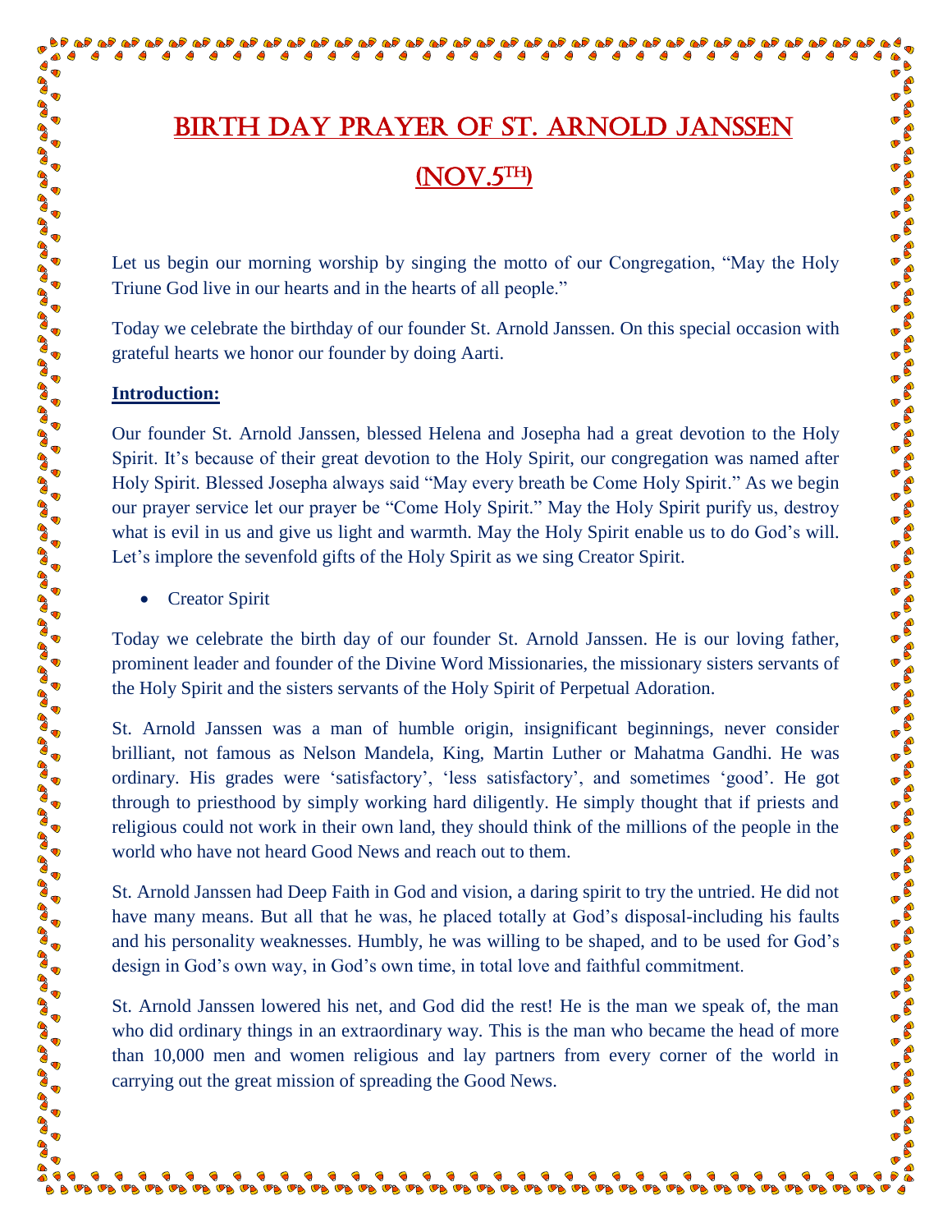# BIRTH DAY PRAYER OF ST. ARNOLD JANSSEN (NOV.5TH)

Let us begin our morning worship by singing the motto of our Congregation, "May the Holy Triune God live in our hearts and in the hearts of all people."

Today we celebrate the birthday of our founder St. Arnold Janssen. On this special occasion with grateful hearts we honor our founder by doing Aarti.

**Introduction:**

Our founder St. Arnold Janssen, blessed Helena and Josepha had a great devotion to the Holy Spirit. It's because of their great devotion to the Holy Spirit, our congregation was named after Holy Spirit. Blessed Josepha always said "May every breath be Come Holy Spirit." As we begin our prayer service let our prayer be "Come Holy Spirit." May the Holy Spirit purify us, destroy what is evil in us and give us light and warmth. May the Holy Spirit enable us to do God's will. Let's implore the sevenfold gifts of the Holy Spirit as we sing Creator Spirit.

- Creator Spirit

Today we celebrate the birth day of our founder St. Arnold Janssen. He is our loving father, prominent leader and founder of the Divine Word Missionaries, the missionary sisters servants of the Holy Spirit and the sisters servants of the Holy Spirit of Perpetual Adoration.

St. Arnold Janssen was a man of humble origin, insignificant beginnings, never consider brilliant, not famous as Nelson Mandela, King, Martin Luther or Mahatma Gandhi. He was ordinary. His grades were 'satisfactory', 'less satisfactory', and sometimes 'good'. He got through to priesthood by simply working hard diligently. He simply thought that if priests and religious could not work in their own land, they should think of the millions of the people in the world who have not heard Good News and reach out to them.

St. Arnold Janssen had Deep Faith in God and vision, a daring spirit to try the untried. He did not have many means. But all that he was, he placed totally at God's disposal-including his faults and his personality weaknesses. Humbly, he was willing to be shaped, and to be used for God's design in God's own way, in God's own time, in total love and faithful commitment.

St. Arnold Janssen lowered his net, and God did the rest! He is the man we speak of, the man who did ordinary things in an extraordinary way. This is the man who became the head of more than 10,000 men and women religious and lay partners from every corner of the world in carrying out the great mission of spreading the Good News.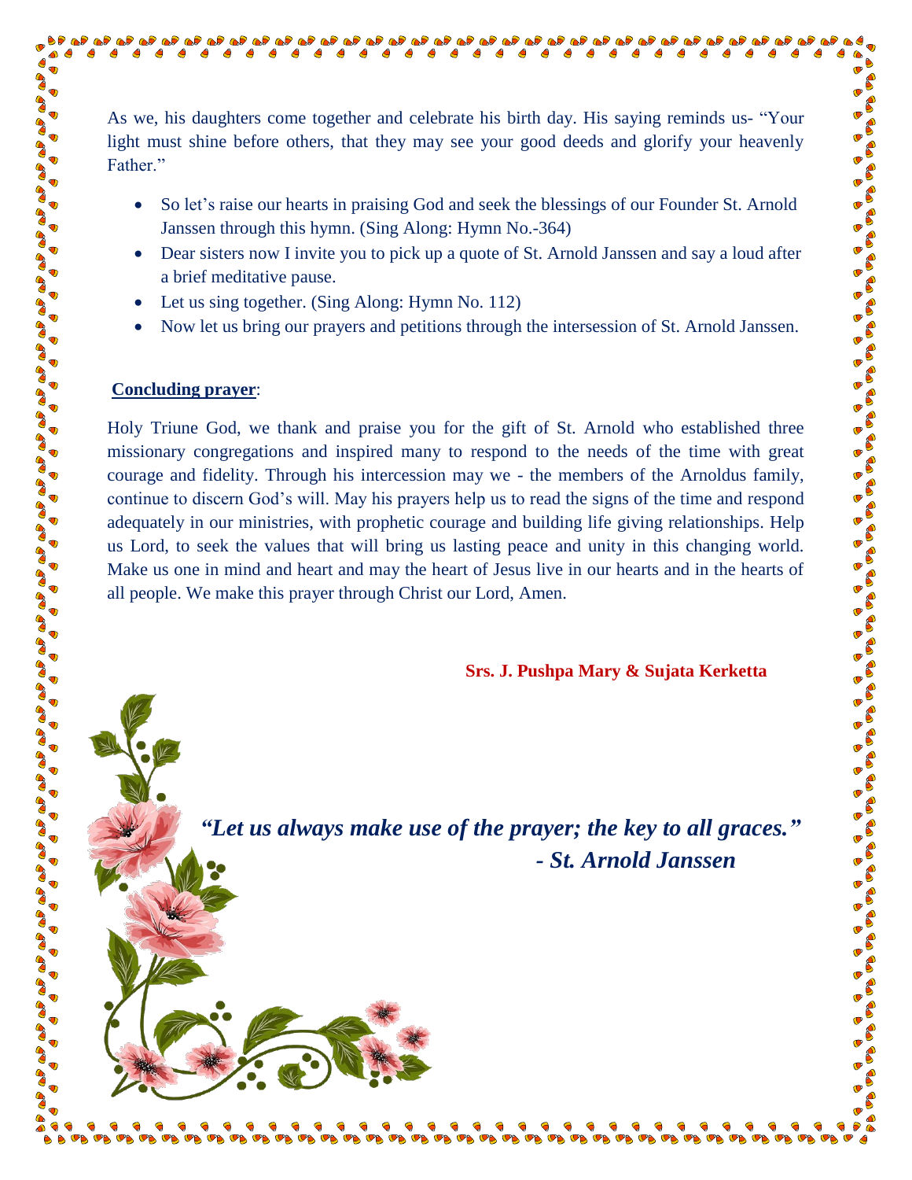As we, his daughters come together and celebrate his birth day. His saying reminds us- "Your light must shine before others, that they may see your good deeds and glorify your heavenly Father."

- So let's raise our hearts in praising God and seek the blessings of our Founder St. Arnold Janssen through this hymn. (Sing Along: Hymn No.-364)
- Dear sisters now I invite you to pick up a quote of St. Arnold Janssen and say a loud after a brief meditative pause.
- Let us sing together. (Sing Along: Hymn No. 112)
- Now let us bring our prayers and petitions through the intersession of St. Arnold Janssen.

**Concluding prayer**:

Holy Triune God, we thank and praise you for the gift of St. Arnold who established three missionary congregations and inspired many to respond to the needs of the time with great courage and fidelity. Through his intercession may we - the members of the Arnoldus family, continue to discern God's will. May his prayers help us to read the signs of the time and respond adequately in our ministries, with prophetic courage and building life giving relationships. Help us Lord, to seek the values that will bring us lasting peace and unity in this changing world. Make us one in mind and heart and may the heart of Jesus live in our hearts and in the hearts of all people. We make this prayer through Christ our Lord, Amen.

**Srs. J. Pushpa Mary & Sujata Kerketta**

***"Let us always make use of the prayer; the key to all graces."***
***- St. Arnold Janssen***